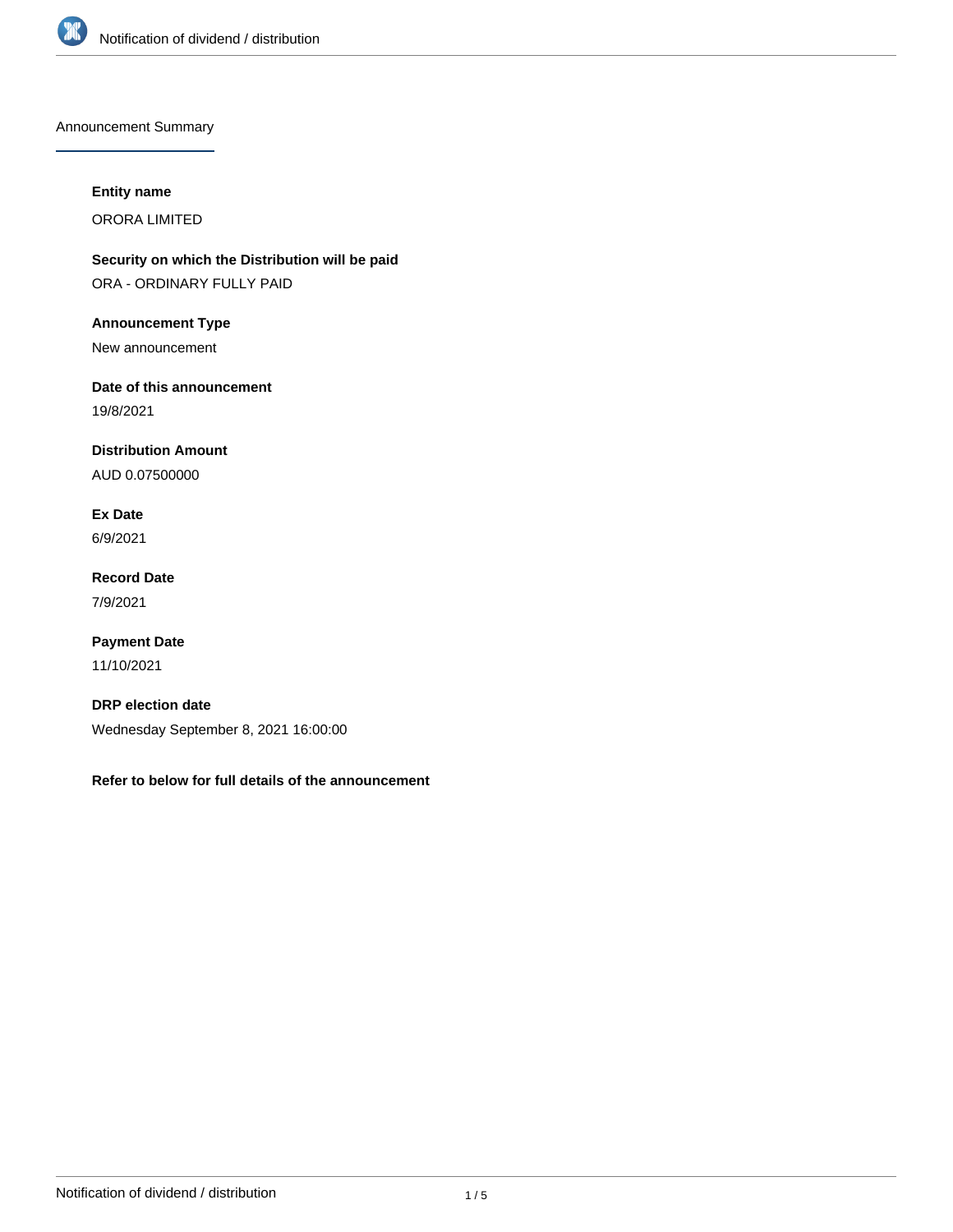Announcement Summary

**Entity name**

ORORA LIMITED

**Security on which the Distribution will be paid**

ORA - ORDINARY FULLY PAID

**Announcement Type**

New announcement

**Date of this announcement**

19/8/2021

**Distribution Amount**

AUD 0.07500000

**Ex Date**

6/9/2021

**Record Date**

7/9/2021

**Payment Date**

11/10/2021

**DRP election date**

Wednesday September 8, 2021 16:00:00

**Refer to below for full details of the announcement**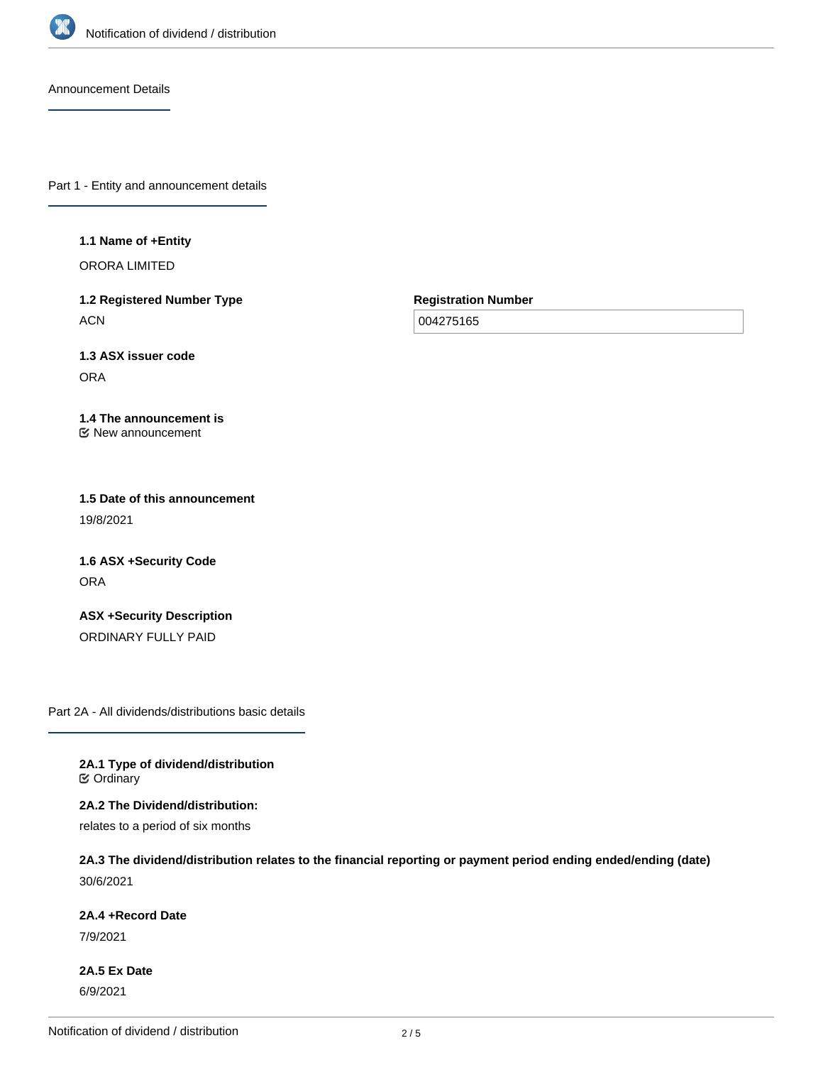Announcement Details

## Part 1 - Entity and announcement details

**1.1 Name of +Entity**

ORORA LIMITED

**1.2 Registered Number Type**

ACN

**Registration Number**

004275165

**1.3 ASX issuer code**

ORA

**1.4 The announcement is**

☑ New announcement

**1.5 Date of this announcement**

19/8/2021

**1.6 ASX +Security Code**

ORA

**ASX +Security Description**

ORDINARY FULLY PAID

## Part 2A - All dividends/distributions basic details

**2A.1 Type of dividend/distribution**

☑ Ordinary

**2A.2 The Dividend/distribution:**

relates to a period of six months

**2A.3 The dividend/distribution relates to the financial reporting or payment period ending ended/ending (date)**

30/6/2021

**2A.4 +Record Date**

7/9/2021

**2A.5 Ex Date**

6/9/2021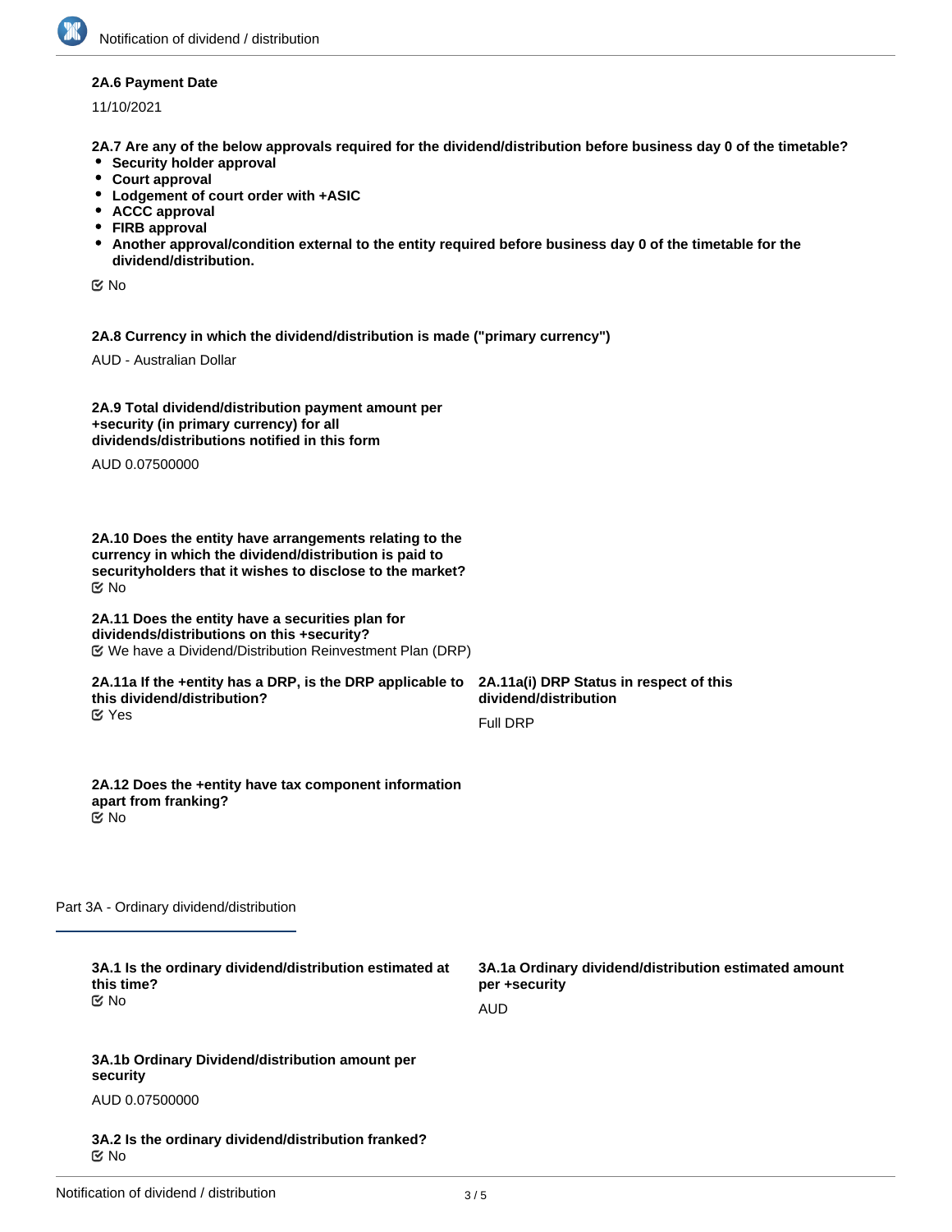**2A.6 Payment Date**

11/10/2021

**2A.7 Are any of the below approvals required for the dividend/distribution before business day 0 of the timetable?**

- **Security holder approval**
- **Court approval**
- **Lodgement of court order with +ASIC**
- **ACCC approval**
- **FIRB approval**
- **Another approval/condition external to the entity required before business day 0 of the timetable for the dividend/distribution.**

☑ No

**2A.8 Currency in which the dividend/distribution is made ("primary currency")**

AUD - Australian Dollar

**2A.9 Total dividend/distribution payment amount per +security (in primary currency) for all dividends/distributions notified in this form**

AUD 0.07500000

**2A.10 Does the entity have arrangements relating to the currency in which the dividend/distribution is paid to securityholders that it wishes to disclose to the market?**

☑ No

**2A.11 Does the entity have a securities plan for dividends/distributions on this +security?**

☑ We have a Dividend/Distribution Reinvestment Plan (DRP)

**2A.11a If the +entity has a DRP, is the DRP applicable to this dividend/distribution?**

☑ Yes

**2A.11a(i) DRP Status in respect of this dividend/distribution**

Full DRP

**2A.12 Does the +entity have tax component information apart from franking?**

☑ No

## Part 3A - Ordinary dividend/distribution

**3A.1 Is the ordinary dividend/distribution estimated at this time?**

☑ No

**3A.1a Ordinary dividend/distribution estimated amount per +security**

AUD

**3A.1b Ordinary Dividend/distribution amount per security**

AUD 0.07500000

**3A.2 Is the ordinary dividend/distribution franked?**

☑ No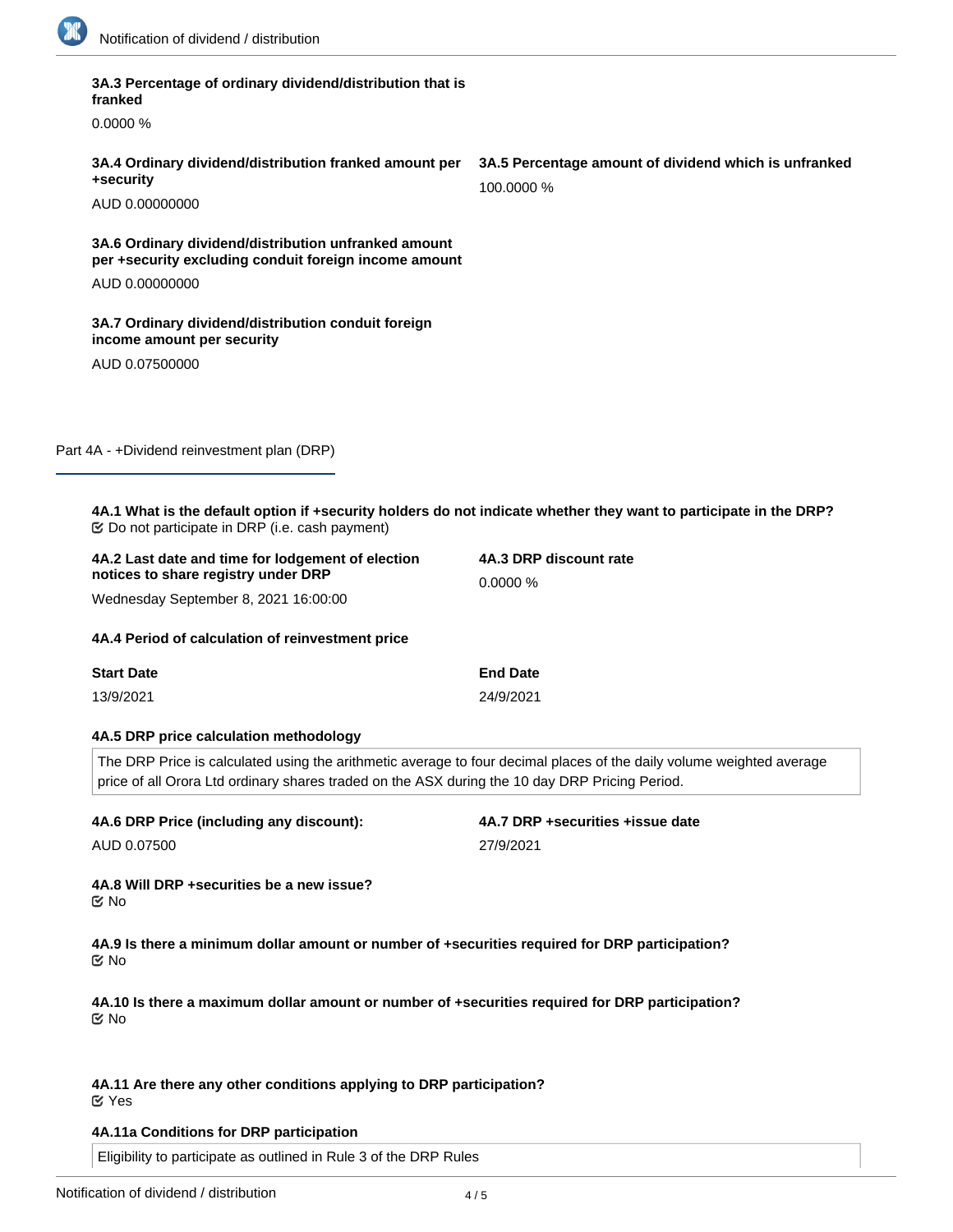**3A.3 Percentage of ordinary dividend/distribution that is franked**

0.0000 %

**3A.4 Ordinary dividend/distribution franked amount per +security**

AUD 0.00000000

**3A.5 Percentage amount of dividend which is unfranked**

100.0000 %

**3A.6 Ordinary dividend/distribution unfranked amount per +security excluding conduit foreign income amount**

AUD 0.00000000

**3A.7 Ordinary dividend/distribution conduit foreign income amount per security**

AUD 0.07500000

## Part 4A - +Dividend reinvestment plan (DRP)

**4A.1 What is the default option if +security holders do not indicate whether they want to participate in the DRP?**

☑ Do not participate in DRP (i.e. cash payment)

**4A.2 Last date and time for lodgement of election notices to share registry under DRP**

Wednesday September 8, 2021 16:00:00

**4A.3 DRP discount rate**

0.0000 %

**4A.4 Period of calculation of reinvestment price**

| Start Date | End Date |
|---|---|
| 13/9/2021 | 24/9/2021 |

**4A.5 DRP price calculation methodology**

The DRP Price is calculated using the arithmetic average to four decimal places of the daily volume weighted average price of all Orora Ltd ordinary shares traded on the ASX during the 10 day DRP Pricing Period.

**4A.6 DRP Price (including any discount):**

AUD 0.07500

**4A.7 DRP +securities +issue date**

27/9/2021

**4A.8 Will DRP +securities be a new issue?**

☑ No

**4A.9 Is there a minimum dollar amount or number of +securities required for DRP participation?**

☑ No

**4A.10 Is there a maximum dollar amount or number of +securities required for DRP participation?**

☑ No

**4A.11 Are there any other conditions applying to DRP participation?**

☑ Yes

**4A.11a Conditions for DRP participation**

Eligibility to participate as outlined in Rule 3 of the DRP Rules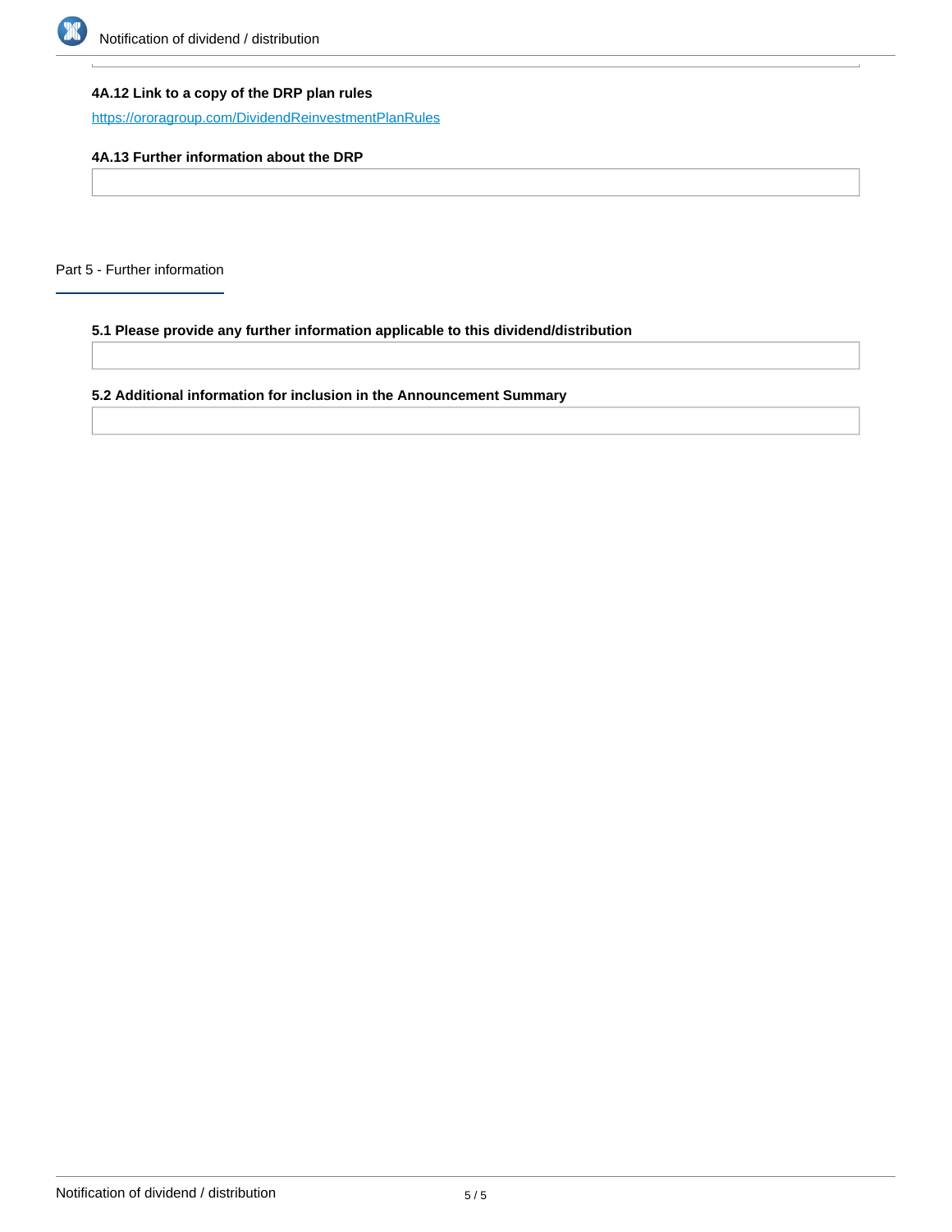**4A.12 Link to a copy of the DRP plan rules**

https://ororagroup.com/DividendReinvestmentPlanRules

**4A.13 Further information about the DRP**

## Part 5 - Further information

**5.1 Please provide any further information applicable to this dividend/distribution**

**5.2 Additional information for inclusion in the Announcement Summary**